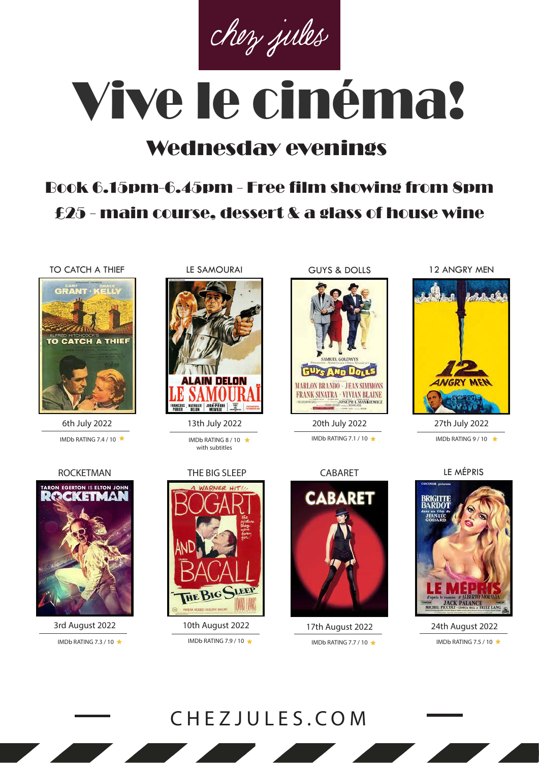chez jules

# Vive le cinéma!

## Wednesday evenings

### Book 6.15pm-6.45pm - Free film showing from 8pm
### £25 - main course, dessert & a glass of house wine

**TO CATCH A THIEF**
6th July 2022
IMDb RATING 7.4 / 10 ★

**LE SAMOURAI**
13th July 2022
IMDb RATING 8 / 10 ★
with subtitles

**GUYS & DOLLS**
20th July 2022
IMDb RATING 7.1 / 10 ★

**12 ANGRY MEN**
27th July 2022
IMDb RATING 9 / 10 ★

**ROCKETMAN**
3rd August 2022
IMDb RATING 7.3 / 10 ★

**THE BIG SLEEP**
10th August 2022
IMDb RATING 7.9 / 10 ★

**CABARET**
17th August 2022
IMDb RATING 7.7 / 10 ★

**LE MÉPRIS**
24th August 2022
IMDb RATING 7.5 / 10 ★

CHEZJULES.COM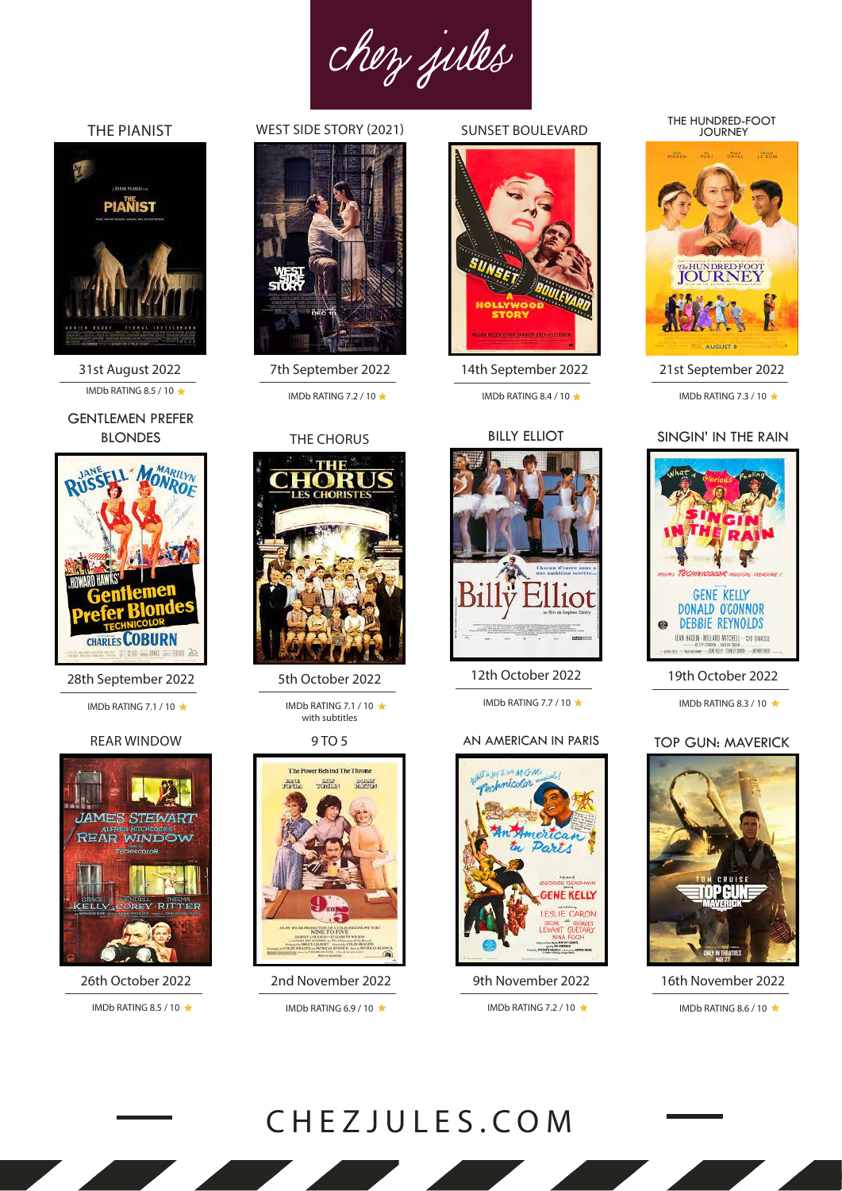# chez jules

### THE PIANIST

31st August 2022

IMDb RATING 8.5 / 10 ★

### WEST SIDE STORY (2021)

7th September 2022

IMDb RATING 7.2 / 10 ★

### SUNSET BOULEVARD

14th September 2022

IMDb RATING 8.4 / 10 ★

### THE HUNDRED-FOOT JOURNEY

21st September 2022

IMDb RATING 7.3 / 10 ★

### GENTLEMEN PREFER BLONDES

28th September 2022

IMDb RATING 7.1 / 10 ★

### THE CHORUS

5th October 2022

IMDb RATING 7.1 / 10 ★
with subtitles

### BILLY ELLIOT

12th October 2022

IMDb RATING 7.7 / 10 ★

### SINGIN' IN THE RAIN

19th October 2022

IMDb RATING 8.3 / 10 ★

### REAR WINDOW

26th October 2022

IMDb RATING 8.5 / 10 ★

### 9 TO 5

2nd November 2022

IMDb RATING 6.9 / 10 ★

### AN AMERICAN IN PARIS

9th November 2022

IMDb RATING 7.2 / 10 ★

### TOP GUN: MAVERICK

16th November 2022

IMDb RATING 8.6 / 10 ★

CHEZJULES.COM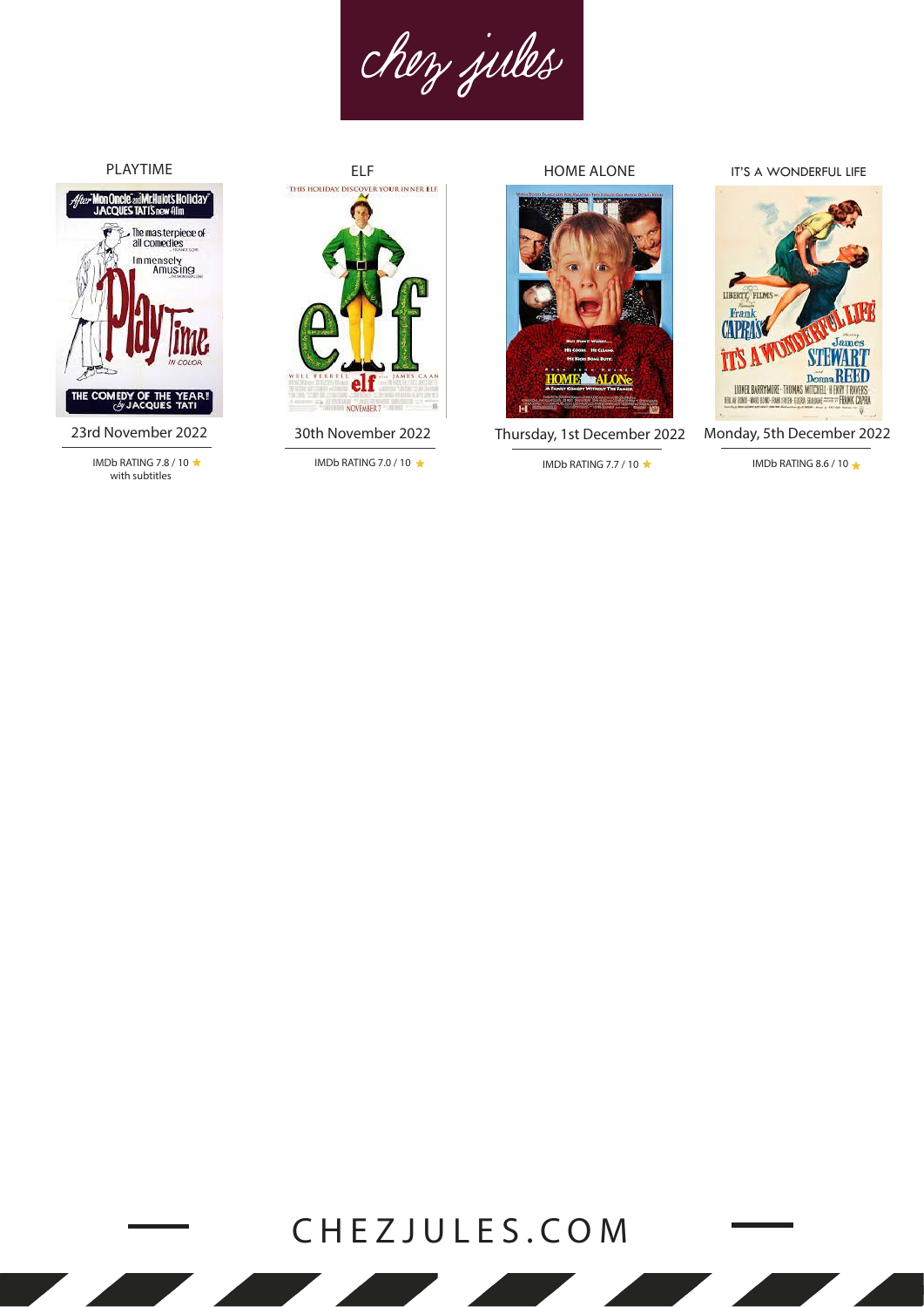chez jules

## PLAYTIME

23rd November 2022

IMDb RATING 7.8 / 10 ★
with subtitles

## ELF

30th November 2022

IMDb RATING 7.0 / 10 ★

## HOME ALONE

Thursday, 1st December 2022

IMDb RATING 7.7 / 10 ★

## IT'S A WONDERFUL LIFE

Monday, 5th December 2022

IMDb RATING 8.6 / 10 ★

CHEZJULES.COM